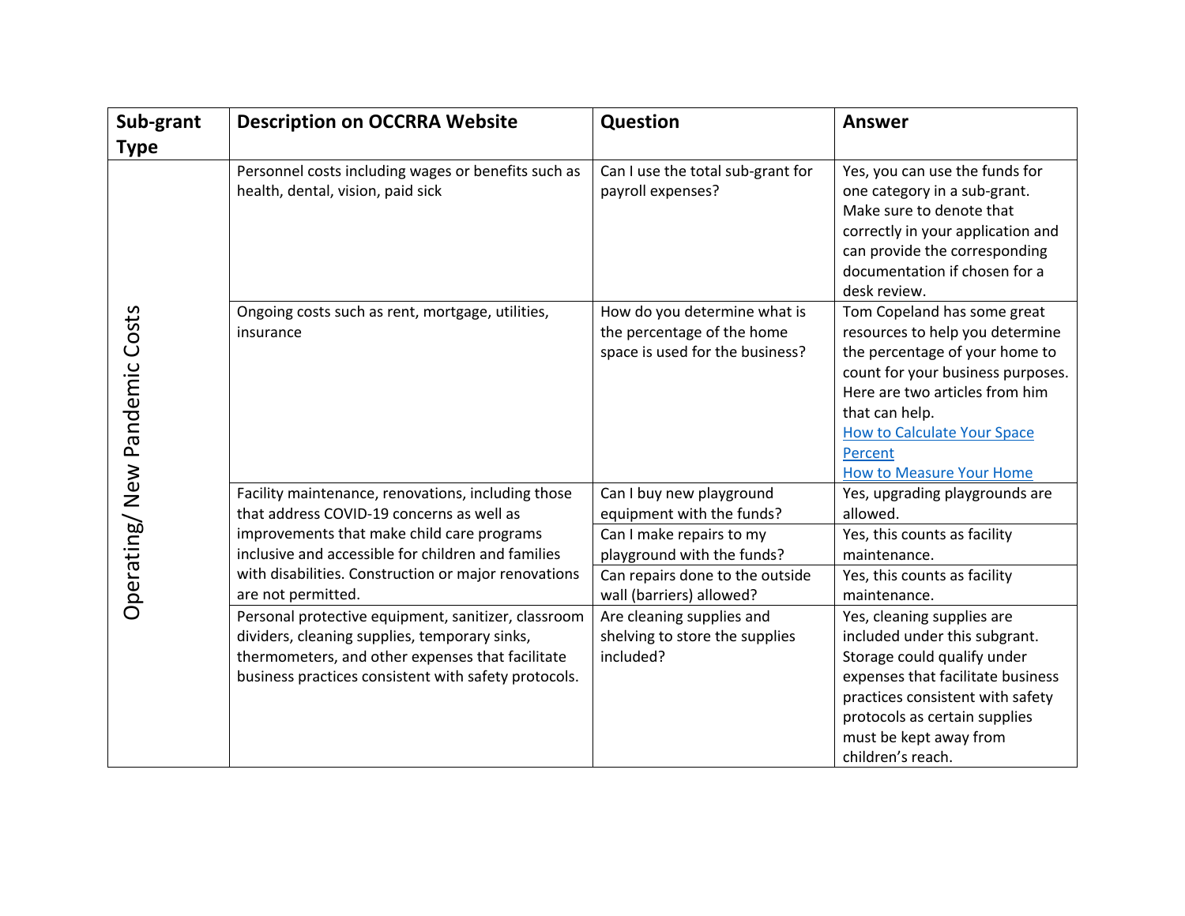| Sub-grant Type | Description on OCCRRA Website | Question | Answer |
|---|---|---|---|
| Operating/ New Pandemic Costs | Personnel costs including wages or benefits such as health, dental, vision, paid sick | Can I use the total sub-grant for payroll expenses? | Yes, you can use the funds for one category in a sub-grant. Make sure to denote that correctly in your application and can provide the corresponding documentation if chosen for a desk review. |
| | Ongoing costs such as rent, mortgage, utilities, insurance | How do you determine what is the percentage of the home space is used for the business? | Tom Copeland has some great resources to help you determine the percentage of your home to count for your business purposes. Here are two articles from him that can help. How to Calculate Your Space Percent How to Measure Your Home |
| | Facility maintenance, renovations, including those that address COVID-19 concerns as well as improvements that make child care programs inclusive and accessible for children and families with disabilities. Construction or major renovations are not permitted. | Can I buy new playground equipment with the funds? | Yes, upgrading playgrounds are allowed. |
| | | Can I make repairs to my playground with the funds? | Yes, this counts as facility maintenance. |
| | | Can repairs done to the outside wall (barriers) allowed? | Yes, this counts as facility maintenance. |
| | Personal protective equipment, sanitizer, classroom dividers, cleaning supplies, temporary sinks, thermometers, and other expenses that facilitate business practices consistent with safety protocols. | Are cleaning supplies and shelving to store the supplies included? | Yes, cleaning supplies are included under this subgrant. Storage could qualify under expenses that facilitate business practices consistent with safety protocols as certain supplies must be kept away from children's reach. |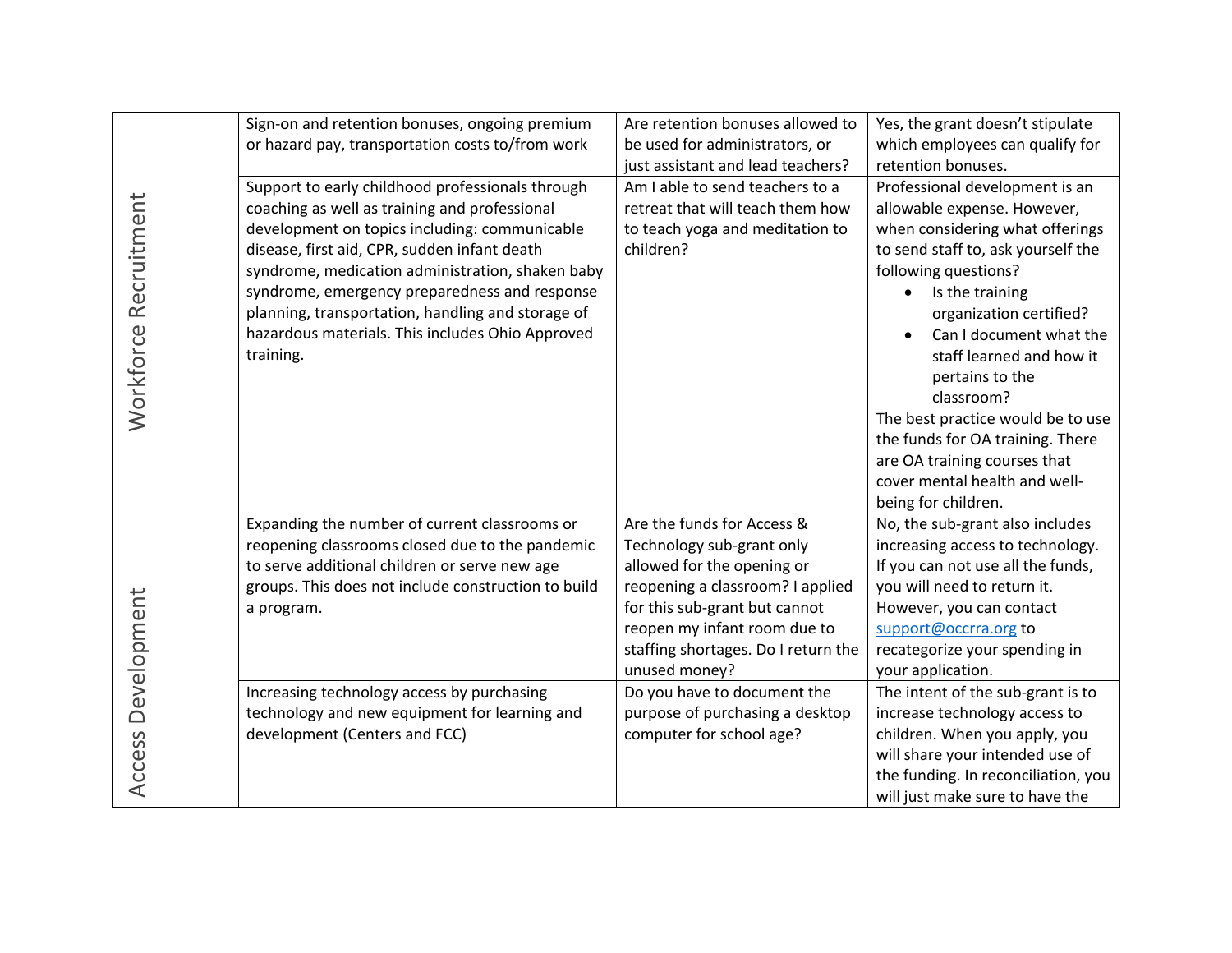| | | | |
|---|---|---|---|
| Workforce Recruitment | Sign-on and retention bonuses, ongoing premium or hazard pay, transportation costs to/from work | Are retention bonuses allowed to be used for administrators, or just assistant and lead teachers? | Yes, the grant doesn't stipulate which employees can qualify for retention bonuses. |
| | Support to early childhood professionals through coaching as well as training and professional development on topics including: communicable disease, first aid, CPR, sudden infant death syndrome, medication administration, shaken baby syndrome, emergency preparedness and response planning, transportation, handling and storage of hazardous materials. This includes Ohio Approved training. | Am I able to send teachers to a retreat that will teach them how to teach yoga and meditation to children? | Professional development is an allowable expense. However, when considering what offerings to send staff to, ask yourself the following questions?<br>• Is the training organization certified?<br>• Can I document what the staff learned and how it pertains to the classroom?<br>The best practice would be to use the funds for OA training. There are OA training courses that cover mental health and well-being for children. |
| Access Development | Expanding the number of current classrooms or reopening classrooms closed due to the pandemic to serve additional children or serve new age groups. This does not include construction to build a program. | Are the funds for Access & Technology sub-grant only allowed for the opening or reopening a classroom? I applied for this sub-grant but cannot reopen my infant room due to staffing shortages. Do I return the unused money? | No, the sub-grant also includes increasing access to technology. If you can not use all the funds, you will need to return it. However, you can contact support@occrra.org to recategorize your spending in your application. |
| | Increasing technology access by purchasing technology and new equipment for learning and development (Centers and FCC) | Do you have to document the purpose of purchasing a desktop computer for school age? | The intent of the sub-grant is to increase technology access to children. When you apply, you will share your intended use of the funding. In reconciliation, you will just make sure to have the |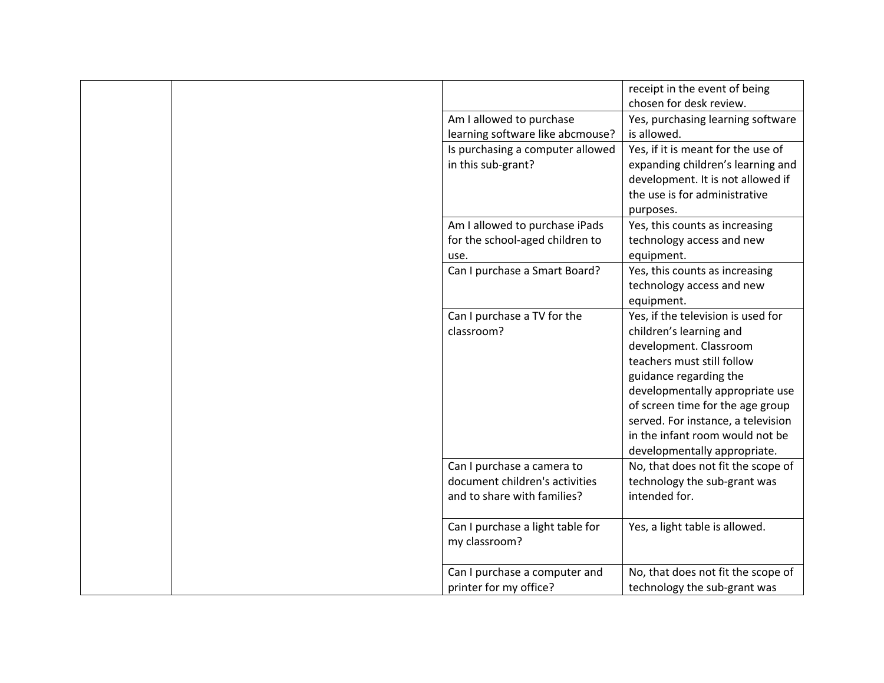| | | | |
|---|---|---|---|
| | | | receipt in the event of being chosen for desk review. |
| | | Am I allowed to purchase learning software like abcmouse? | Yes, purchasing learning software is allowed. |
| | | Is purchasing a computer allowed in this sub-grant? | Yes, if it is meant for the use of expanding children's learning and development. It is not allowed if the use is for administrative purposes. |
| | | Am I allowed to purchase iPads for the school-aged children to use. | Yes, this counts as increasing technology access and new equipment. |
| | | Can I purchase a Smart Board? | Yes, this counts as increasing technology access and new equipment. |
| | | Can I purchase a TV for the classroom? | Yes, if the television is used for children's learning and development. Classroom teachers must still follow guidance regarding the developmentally appropriate use of screen time for the age group served. For instance, a television in the infant room would not be developmentally appropriate. |
| | | Can I purchase a camera to document children's activities and to share with families? | No, that does not fit the scope of technology the sub-grant was intended for. |
| | | Can I purchase a light table for my classroom? | Yes, a light table is allowed. |
| | | Can I purchase a computer and printer for my office? | No, that does not fit the scope of technology the sub-grant was |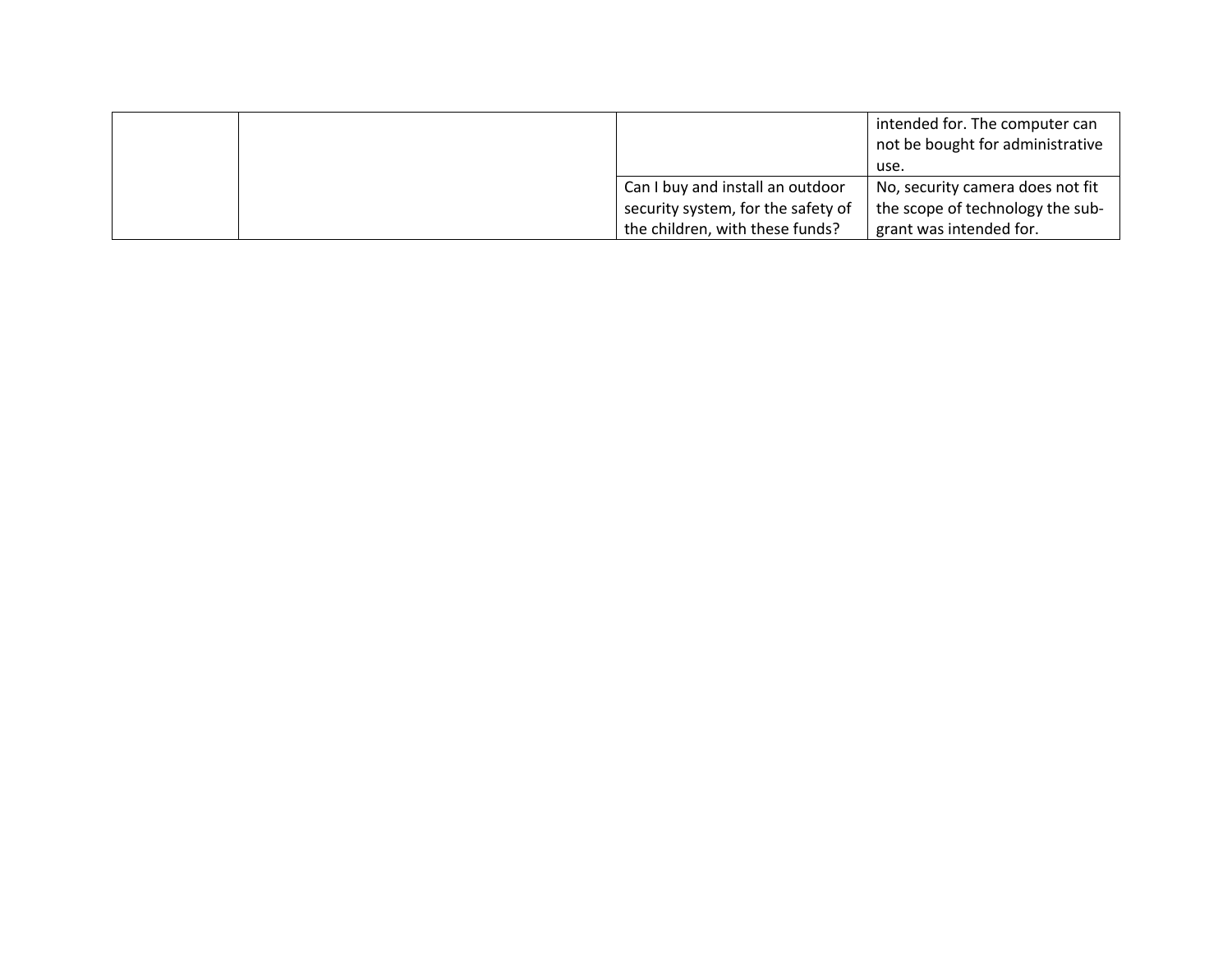| | | | |
|---|---|---|---|
| | | | intended for. The computer can not be bought for administrative use. |
| | | Can I buy and install an outdoor security system, for the safety of the children, with these funds? | No, security camera does not fit the scope of technology the sub-grant was intended for. |